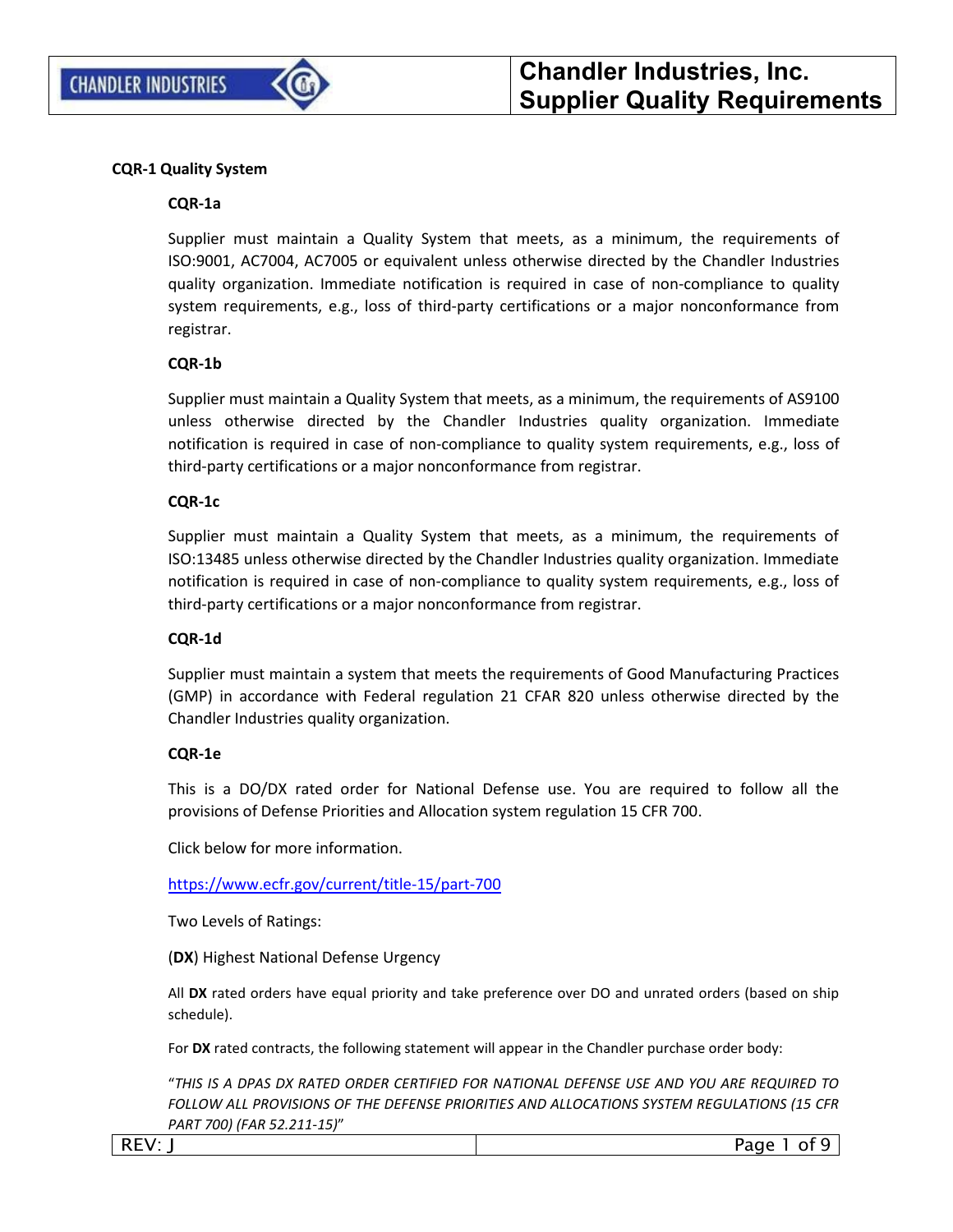**CQR-1 Quality System**

**CQR-1a**

Supplier must maintain a Quality System that meets, as a minimum, the requirements of ISO:9001, AC7004, AC7005 or equivalent unless otherwise directed by the Chandler Industries quality organization. Immediate notification is required in case of non-compliance to quality system requirements, e.g., loss of third-party certifications or a major nonconformance from registrar.

**CQR-1b**

Supplier must maintain a Quality System that meets, as a minimum, the requirements of AS9100 unless otherwise directed by the Chandler Industries quality organization. Immediate notification is required in case of non-compliance to quality system requirements, e.g., loss of third-party certifications or a major nonconformance from registrar.

**CQR-1c**

Supplier must maintain a Quality System that meets, as a minimum, the requirements of ISO:13485 unless otherwise directed by the Chandler Industries quality organization. Immediate notification is required in case of non-compliance to quality system requirements, e.g., loss of third-party certifications or a major nonconformance from registrar.

**CQR-1d**

Supplier must maintain a system that meets the requirements of Good Manufacturing Practices (GMP) in accordance with Federal regulation 21 CFAR 820 unless otherwise directed by the Chandler Industries quality organization.

**CQR-1e**

This is a DO/DX rated order for National Defense use. You are required to follow all the provisions of Defense Priorities and Allocation system regulation 15 CFR 700.

Click below for more information.

https://www.ecfr.gov/current/title-15/part-700

Two Levels of Ratings:

(**DX**) Highest National Defense Urgency

All **DX** rated orders have equal priority and take preference over DO and unrated orders (based on ship schedule).

For **DX** rated contracts, the following statement will appear in the Chandler purchase order body:

"*THIS IS A DPAS DX RATED ORDER CERTIFIED FOR NATIONAL DEFENSE USE AND YOU ARE REQUIRED TO FOLLOW ALL PROVISIONS OF THE DEFENSE PRIORITIES AND ALLOCATIONS SYSTEM REGULATIONS (15 CFR PART 700) (FAR 52.211-15)*"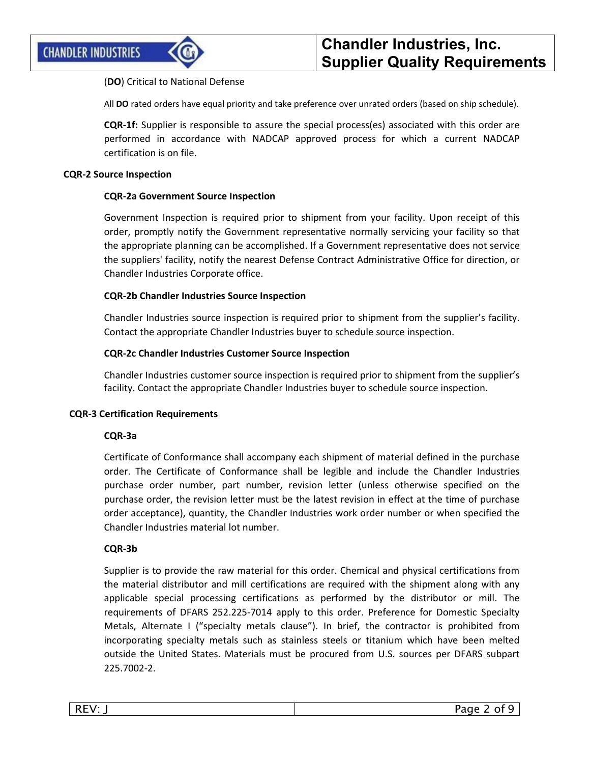(**DO**) Critical to National Defense

All **DO** rated orders have equal priority and take preference over unrated orders (based on ship schedule).

**CQR-1f:** Supplier is responsible to assure the special process(es) associated with this order are performed in accordance with NADCAP approved process for which a current NADCAP certification is on file.

## CQR-2 Source Inspection

### CQR-2a Government Source Inspection

Government Inspection is required prior to shipment from your facility. Upon receipt of this order, promptly notify the Government representative normally servicing your facility so that the appropriate planning can be accomplished. If a Government representative does not service the suppliers' facility, notify the nearest Defense Contract Administrative Office for direction, or Chandler Industries Corporate office.

### CQR-2b Chandler Industries Source Inspection

Chandler Industries source inspection is required prior to shipment from the supplier's facility. Contact the appropriate Chandler Industries buyer to schedule source inspection.

### CQR-2c Chandler Industries Customer Source Inspection

Chandler Industries customer source inspection is required prior to shipment from the supplier's facility. Contact the appropriate Chandler Industries buyer to schedule source inspection.

## CQR-3 Certification Requirements

### CQR-3a

Certificate of Conformance shall accompany each shipment of material defined in the purchase order. The Certificate of Conformance shall be legible and include the Chandler Industries purchase order number, part number, revision letter (unless otherwise specified on the purchase order, the revision letter must be the latest revision in effect at the time of purchase order acceptance), quantity, the Chandler Industries work order number or when specified the Chandler Industries material lot number.

### CQR-3b

Supplier is to provide the raw material for this order. Chemical and physical certifications from the material distributor and mill certifications are required with the shipment along with any applicable special processing certifications as performed by the distributor or mill. The requirements of DFARS 252.225-7014 apply to this order. Preference for Domestic Specialty Metals, Alternate I ("specialty metals clause"). In brief, the contractor is prohibited from incorporating specialty metals such as stainless steels or titanium which have been melted outside the United States. Materials must be procured from U.S. sources per DFARS subpart 225.7002-2.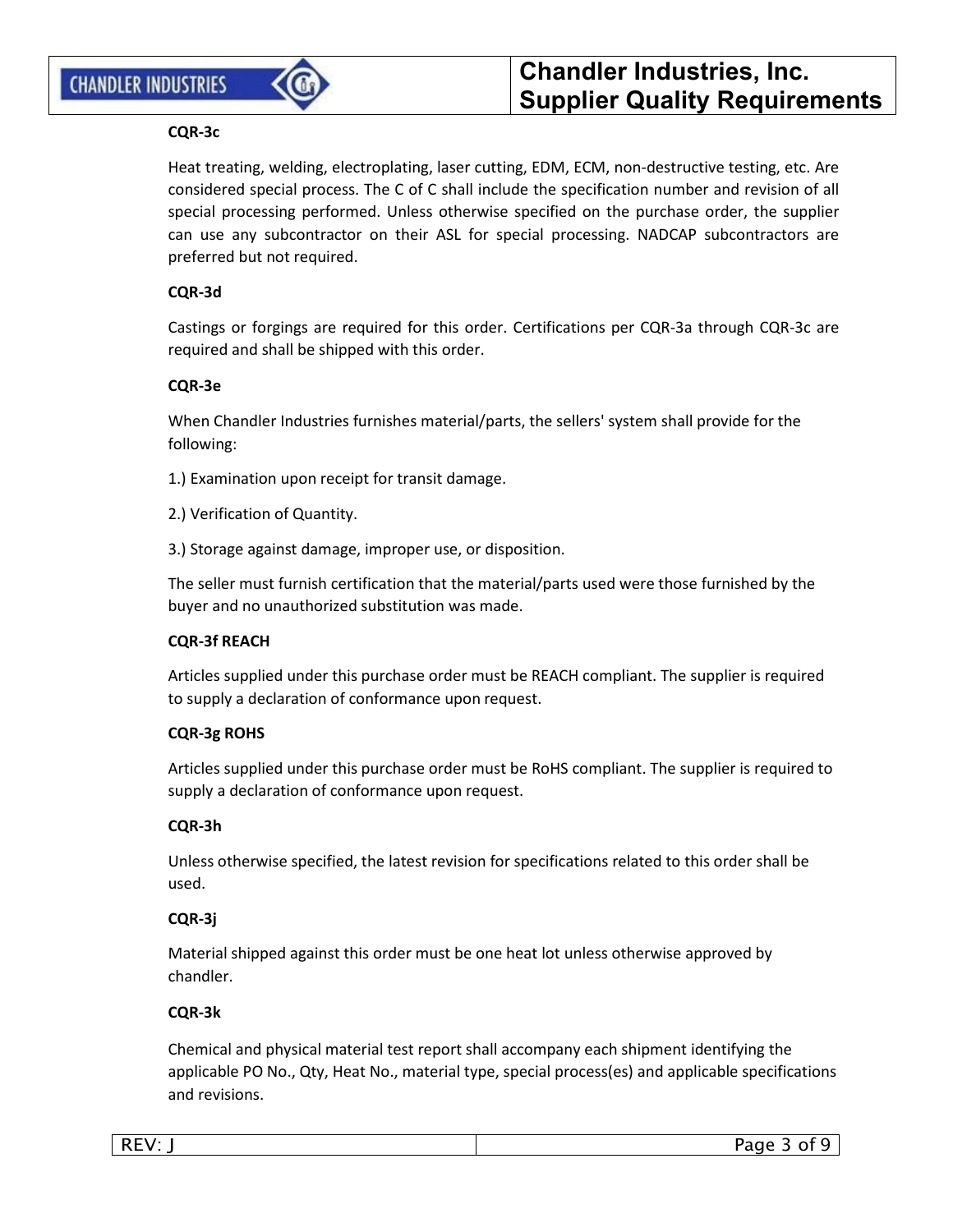**CQR-3c**

Heat treating, welding, electroplating, laser cutting, EDM, ECM, non-destructive testing, etc. Are considered special process. The C of C shall include the specification number and revision of all special processing performed. Unless otherwise specified on the purchase order, the supplier can use any subcontractor on their ASL for special processing. NADCAP subcontractors are preferred but not required.

**CQR-3d**

Castings or forgings are required for this order. Certifications per CQR-3a through CQR-3c are required and shall be shipped with this order.

**CQR-3e**

When Chandler Industries furnishes material/parts, the sellers' system shall provide for the following:

1.) Examination upon receipt for transit damage.

2.) Verification of Quantity.

3.) Storage against damage, improper use, or disposition.

The seller must furnish certification that the material/parts used were those furnished by the buyer and no unauthorized substitution was made.

**CQR-3f REACH**

Articles supplied under this purchase order must be REACH compliant. The supplier is required to supply a declaration of conformance upon request.

**CQR-3g ROHS**

Articles supplied under this purchase order must be RoHS compliant. The supplier is required to supply a declaration of conformance upon request.

**CQR-3h**

Unless otherwise specified, the latest revision for specifications related to this order shall be used.

**CQR-3j**

Material shipped against this order must be one heat lot unless otherwise approved by chandler.

**CQR-3k**

Chemical and physical material test report shall accompany each shipment identifying the applicable PO No., Qty, Heat No., material type, special process(es) and applicable specifications and revisions.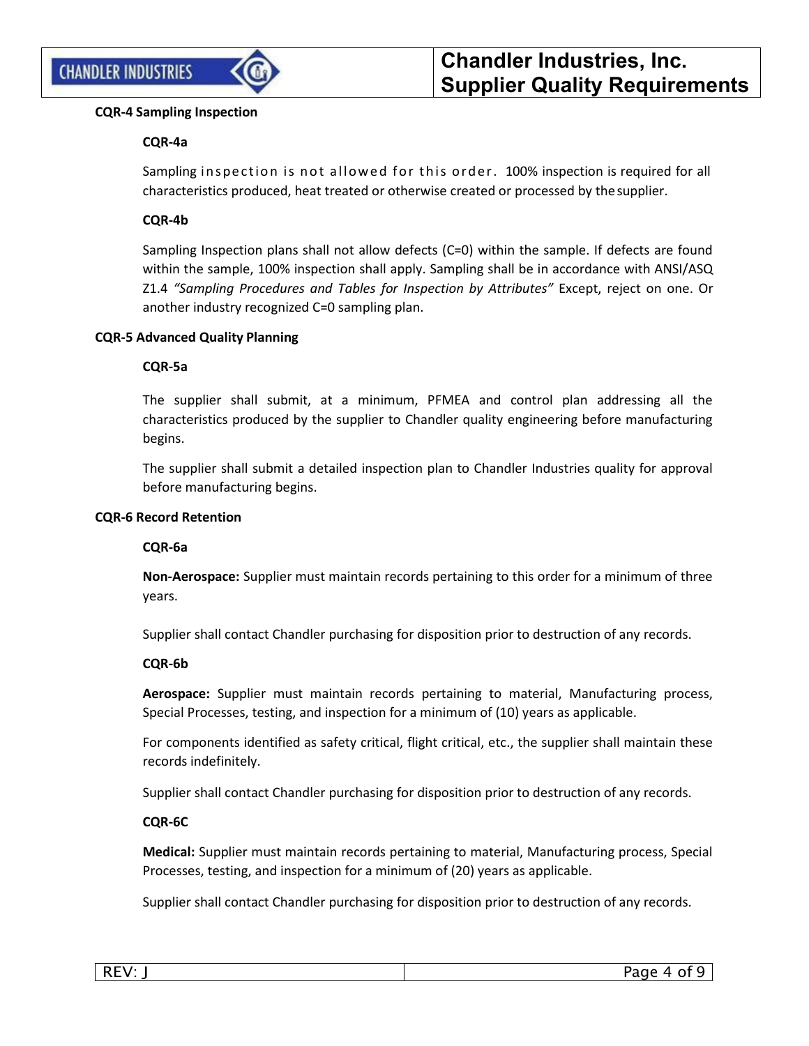## CQR-4 Sampling Inspection

### CQR-4a

Sampling inspection is not allowed for this order. 100% inspection is required for all characteristics produced, heat treated or otherwise created or processed by the supplier.

### CQR-4b

Sampling Inspection plans shall not allow defects (C=0) within the sample. If defects are found within the sample, 100% inspection shall apply. Sampling shall be in accordance with ANSI/ASQ Z1.4 *"Sampling Procedures and Tables for Inspection by Attributes"* Except, reject on one. Or another industry recognized C=0 sampling plan.

## CQR-5 Advanced Quality Planning

### CQR-5a

The supplier shall submit, at a minimum, PFMEA and control plan addressing all the characteristics produced by the supplier to Chandler quality engineering before manufacturing begins.

The supplier shall submit a detailed inspection plan to Chandler Industries quality for approval before manufacturing begins.

## CQR-6 Record Retention

### CQR-6a

**Non-Aerospace:** Supplier must maintain records pertaining to this order for a minimum of three years.

Supplier shall contact Chandler purchasing for disposition prior to destruction of any records.

### CQR-6b

**Aerospace:** Supplier must maintain records pertaining to material, Manufacturing process, Special Processes, testing, and inspection for a minimum of (10) years as applicable.

For components identified as safety critical, flight critical, etc., the supplier shall maintain these records indefinitely.

Supplier shall contact Chandler purchasing for disposition prior to destruction of any records.

### CQR-6C

**Medical:** Supplier must maintain records pertaining to material, Manufacturing process, Special Processes, testing, and inspection for a minimum of (20) years as applicable.

Supplier shall contact Chandler purchasing for disposition prior to destruction of any records.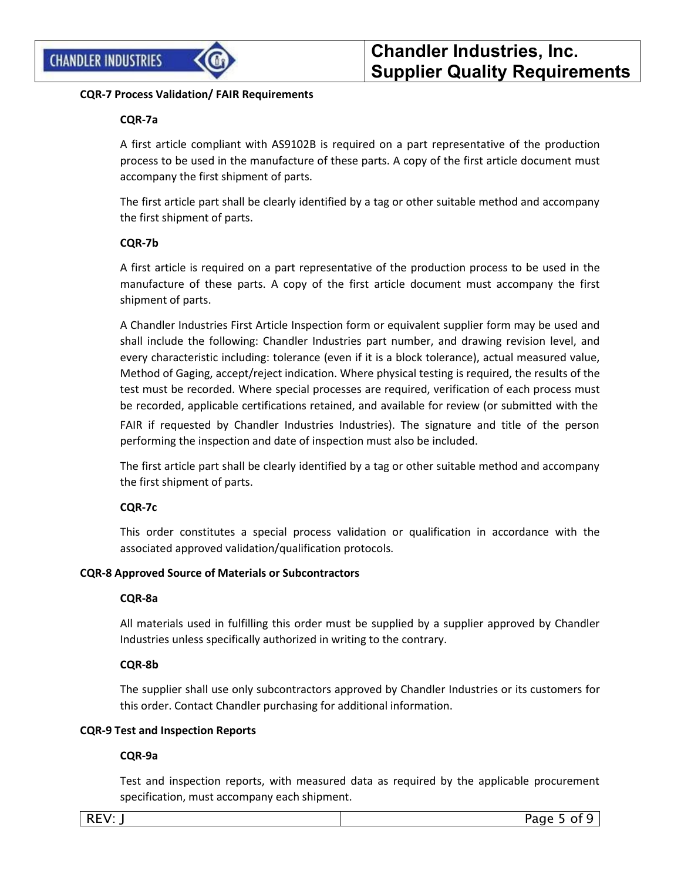### CQR-7 Process Validation/ FAIR Requirements

#### CQR-7a

A first article compliant with AS9102B is required on a part representative of the production process to be used in the manufacture of these parts. A copy of the first article document must accompany the first shipment of parts.

The first article part shall be clearly identified by a tag or other suitable method and accompany the first shipment of parts.

#### CQR-7b

A first article is required on a part representative of the production process to be used in the manufacture of these parts. A copy of the first article document must accompany the first shipment of parts.

A Chandler Industries First Article Inspection form or equivalent supplier form may be used and shall include the following: Chandler Industries part number, and drawing revision level, and every characteristic including: tolerance (even if it is a block tolerance), actual measured value, Method of Gaging, accept/reject indication. Where physical testing is required, the results of the test must be recorded. Where special processes are required, verification of each process must be recorded, applicable certifications retained, and available for review (or submitted with the FAIR if requested by Chandler Industries Industries). The signature and title of the person performing the inspection and date of inspection must also be included.

The first article part shall be clearly identified by a tag or other suitable method and accompany the first shipment of parts.

#### CQR-7c

This order constitutes a special process validation or qualification in accordance with the associated approved validation/qualification protocols.

### CQR-8 Approved Source of Materials or Subcontractors

#### CQR-8a

All materials used in fulfilling this order must be supplied by a supplier approved by Chandler Industries unless specifically authorized in writing to the contrary.

#### CQR-8b

The supplier shall use only subcontractors approved by Chandler Industries or its customers for this order. Contact Chandler purchasing for additional information.

### CQR-9 Test and Inspection Reports

#### CQR-9a

Test and inspection reports, with measured data as required by the applicable procurement specification, must accompany each shipment.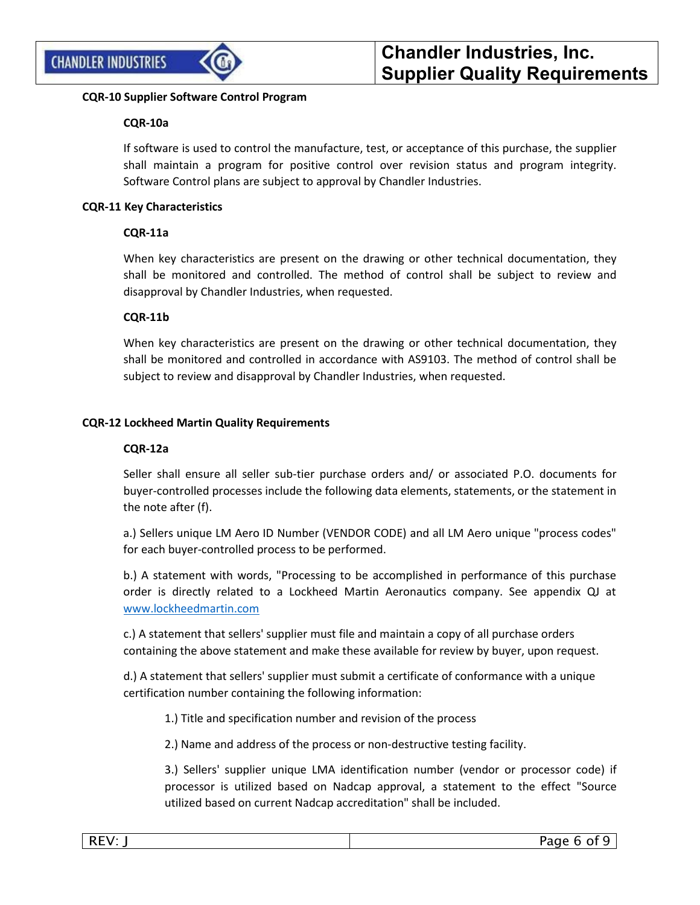**CQR-10 Supplier Software Control Program**

**CQR-10a**

If software is used to control the manufacture, test, or acceptance of this purchase, the supplier shall maintain a program for positive control over revision status and program integrity. Software Control plans are subject to approval by Chandler Industries.

**CQR-11 Key Characteristics**

**CQR-11a**

When key characteristics are present on the drawing or other technical documentation, they shall be monitored and controlled. The method of control shall be subject to review and disapproval by Chandler Industries, when requested.

**CQR-11b**

When key characteristics are present on the drawing or other technical documentation, they shall be monitored and controlled in accordance with AS9103. The method of control shall be subject to review and disapproval by Chandler Industries, when requested.

**CQR-12 Lockheed Martin Quality Requirements**

**CQR-12a**

Seller shall ensure all seller sub-tier purchase orders and/ or associated P.O. documents for buyer-controlled processes include the following data elements, statements, or the statement in the note after (f).

a.) Sellers unique LM Aero ID Number (VENDOR CODE) and all LM Aero unique "process codes" for each buyer-controlled process to be performed.

b.) A statement with words, "Processing to be accomplished in performance of this purchase order is directly related to a Lockheed Martin Aeronautics company. See appendix QJ at www.lockheedmartin.com

c.) A statement that sellers' supplier must file and maintain a copy of all purchase orders containing the above statement and make these available for review by buyer, upon request.

d.) A statement that sellers' supplier must submit a certificate of conformance with a unique certification number containing the following information:

1.) Title and specification number and revision of the process

2.) Name and address of the process or non-destructive testing facility.

3.) Sellers' supplier unique LMA identification number (vendor or processor code) if processor is utilized based on Nadcap approval, a statement to the effect "Source utilized based on current Nadcap accreditation" shall be included.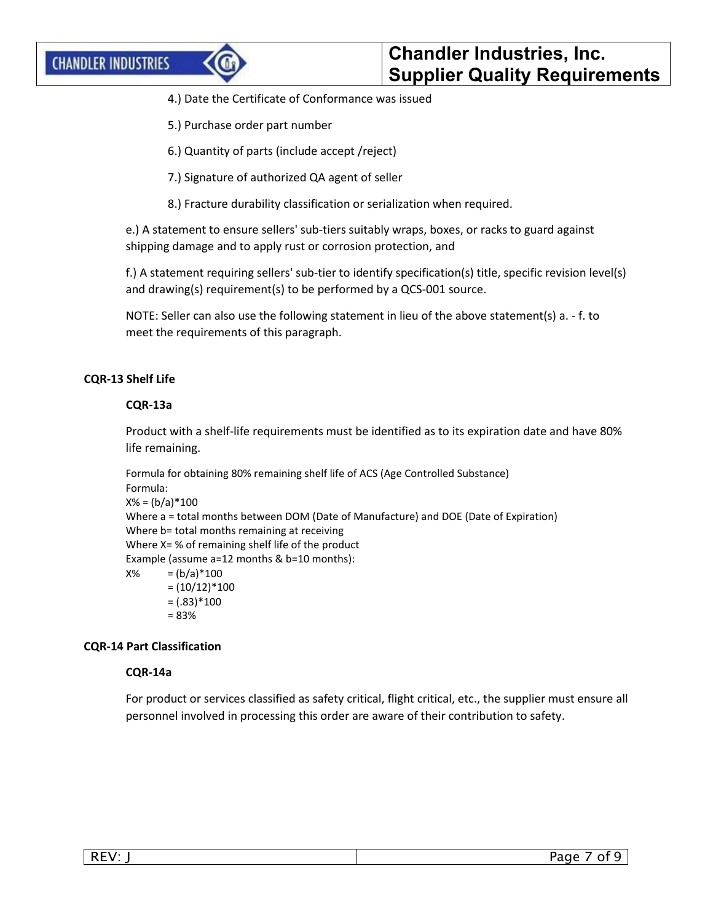4.) Date the Certificate of Conformance was issued

5.) Purchase order part number

6.) Quantity of parts (include accept /reject)

7.) Signature of authorized QA agent of seller

8.) Fracture durability classification or serialization when required.

e.) A statement to ensure sellers' sub-tiers suitably wraps, boxes, or racks to guard against shipping damage and to apply rust or corrosion protection, and

f.) A statement requiring sellers' sub-tier to identify specification(s) title, specific revision level(s) and drawing(s) requirement(s) to be performed by a QCS-001 source.

NOTE: Seller can also use the following statement in lieu of the above statement(s) a. - f. to meet the requirements of this paragraph.

### CQR-13 Shelf Life

#### CQR-13a

Product with a shelf-life requirements must be identified as to its expiration date and have 80% life remaining.

Formula for obtaining 80% remaining shelf life of ACS (Age Controlled Substance)
Formula:
$X\% = (b/a)*100$
Where a = total months between DOM (Date of Manufacture) and DOE (Date of Expiration)
Where b= total months remaining at receiving
Where X= % of remaining shelf life of the product
Example (assume a=12 months & b=10 months):

$$
\begin{aligned}
X\% &= (b/a)*100 \\
&= (10/12)*100 \\
&= (.83)*100 \\
&= 83\%
\end{aligned}
$$

### CQR-14 Part Classification

#### CQR-14a

For product or services classified as safety critical, flight critical, etc., the supplier must ensure all personnel involved in processing this order are aware of their contribution to safety.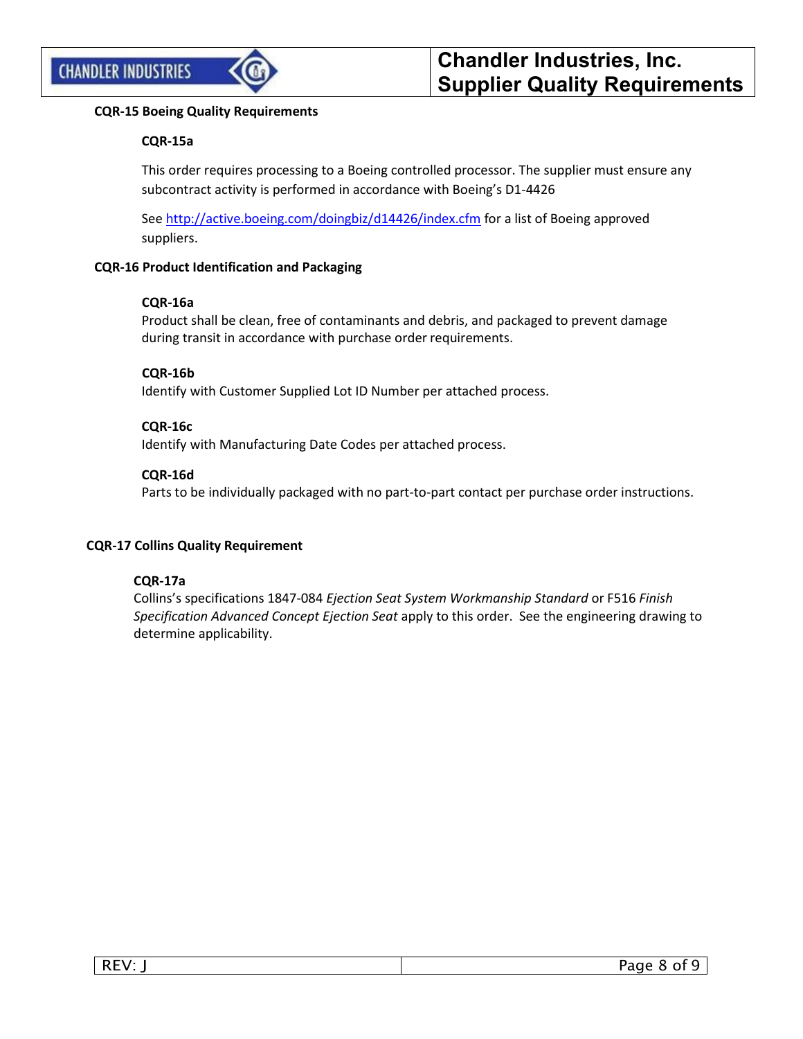**CQR-15 Boeing Quality Requirements**

**CQR-15a**

This order requires processing to a Boeing controlled processor. The supplier must ensure any subcontract activity is performed in accordance with Boeing's D1-4426

See http://active.boeing.com/doingbiz/d14426/index.cfm for a list of Boeing approved suppliers.

**CQR-16 Product Identification and Packaging**

**CQR-16a**
Product shall be clean, free of contaminants and debris, and packaged to prevent damage during transit in accordance with purchase order requirements.

**CQR-16b**
Identify with Customer Supplied Lot ID Number per attached process.

**CQR-16c**
Identify with Manufacturing Date Codes per attached process.

**CQR-16d**
Parts to be individually packaged with no part-to-part contact per purchase order instructions.

**CQR-17 Collins Quality Requirement**

**CQR-17a**
Collins's specifications 1847-084 *Ejection Seat System Workmanship Standard* or F516 *Finish Specification Advanced Concept Ejection Seat* apply to this order. See the engineering drawing to determine applicability.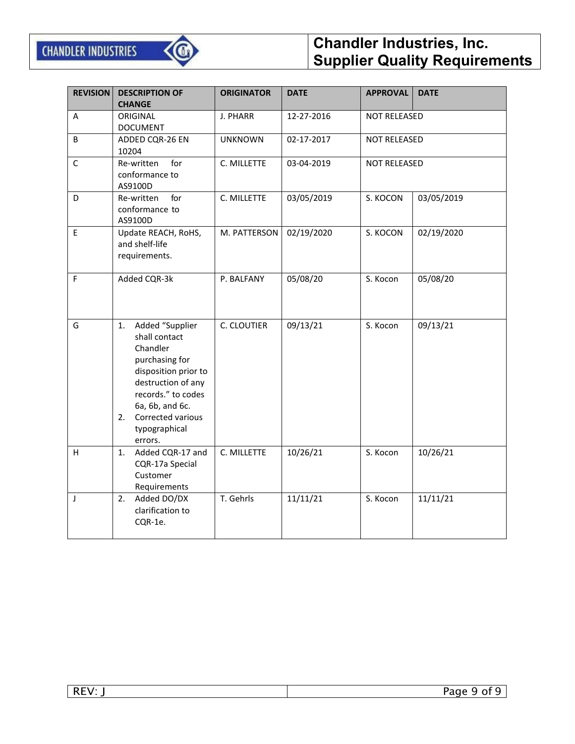| REVISION | DESCRIPTION OF CHANGE | ORIGINATOR | DATE | APPROVAL | DATE |
| --- | --- | --- | --- | --- | --- |
| A | ORIGINAL DOCUMENT | J. PHARR | 12-27-2016 | NOT RELEASED | |
| B | ADDED CQR-26 EN 10204 | UNKNOWN | 02-17-2017 | NOT RELEASED | |
| C | Re-written for conformance to AS9100D | C. MILLETTE | 03-04-2019 | NOT RELEASED | |
| D | Re-written for conformance to AS9100D | C. MILLETTE | 03/05/2019 | S. KOCON | 03/05/2019 |
| E | Update REACH, RoHS, and shelf-life requirements. | M. PATTERSON | 02/19/2020 | S. KOCON | 02/19/2020 |
| F | Added CQR-3k | P. BALFANY | 05/08/20 | S. Kocon | 05/08/20 |
| G | 1. Added "Supplier shall contact Chandler purchasing for disposition prior to destruction of any records." to codes 6a, 6b, and 6c.<br>2. Corrected various typographical errors. | C. CLOUTIER | 09/13/21 | S. Kocon | 09/13/21 |
| H | 1. Added CQR-17 and CQR-17a Special Customer Requirements | C. MILLETTE | 10/26/21 | S. Kocon | 10/26/21 |
| J | 2. Added DO/DX clarification to CQR-1e. | T. Gehrls | 11/11/21 | S. Kocon | 11/11/21 |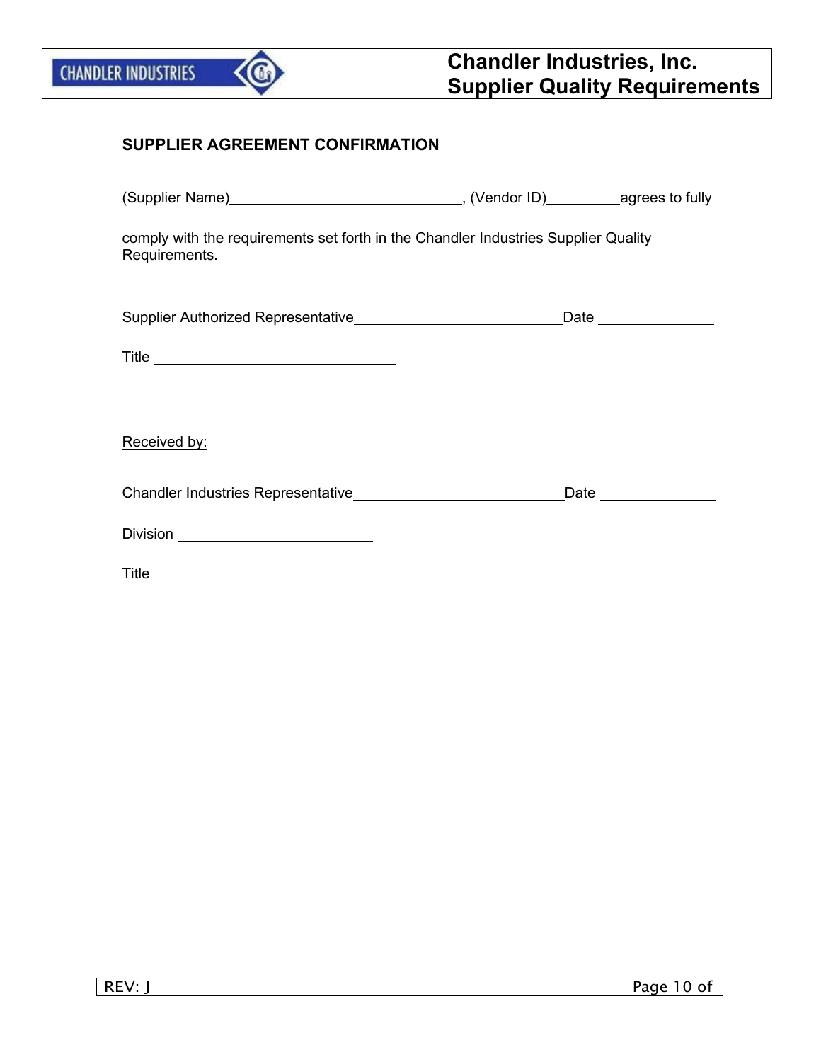## SUPPLIER AGREEMENT CONFIRMATION

(Supplier Name)______________________________, (Vendor ID)_________agrees to fully

comply with the requirements set forth in the Chandler Industries Supplier Quality Requirements.

Supplier Authorized Representative___________________________Date ______________

Title ______________________________

Received by:

Chandler Industries Representative___________________________Date ______________

Division ________________________

Title ___________________________